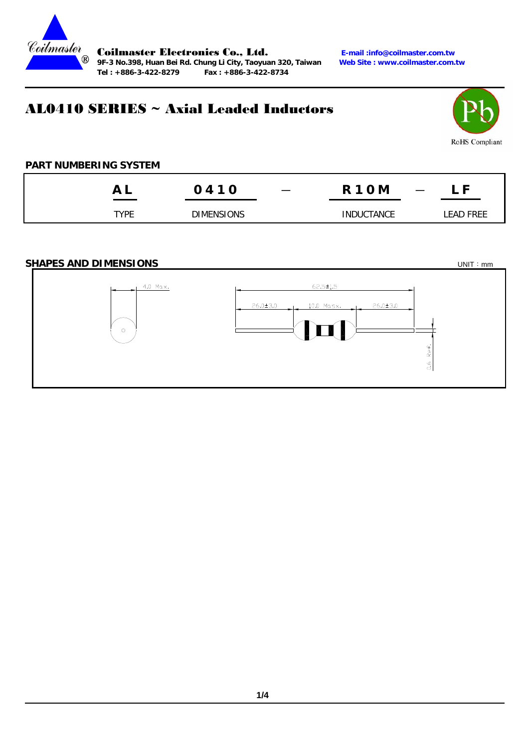**Coilmaster Electronics Co., Ltd.**
**9F-3 No.398, Huan Bei Rd. Chung Li City, Taoyuan 320, Taiwan**
**Tel : +886-3-422-8279 Fax : +886-3-422-8734**

**E-mail :info@coilmaster.com.tw**
**Web Site : www.coilmaster.com.tw**

# AL0410 SERIES ~ Axial Leaded Inductors

RoHS Compliant

## PART NUMBERING SYSTEM

| AL | 0410 | — | R10M | — | LF |
|---|---|---|---|---|---|
| TYPE | DIMENSIONS | | INDUCTANCE | | LEAD FREE |

## SHAPES AND DIMENSIONS

UNIT：mm

4.0 Max.

62.5±1.5

26.0±3.0 10.0 Max. 26.0±3.0

0.6 Ref.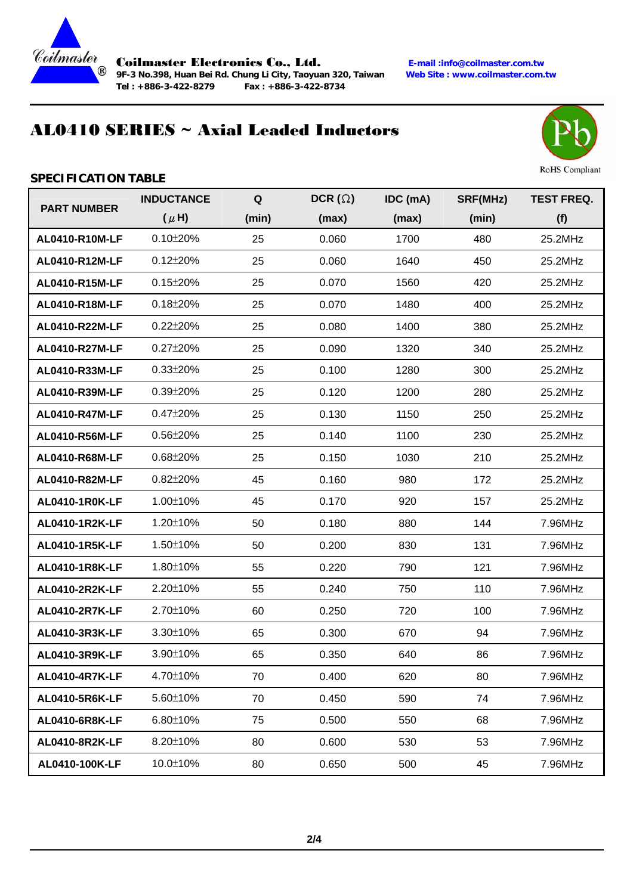Coilmaster Electronics Co., Ltd.
9F-3 No.398, Huan Bei Rd. Chung Li City, Taoyuan 320, Taiwan
Tel : +886-3-422-8279 Fax : +886-3-422-8734

E-mail :info@coilmaster.com.tw
Web Site : www.coilmaster.com.tw

# AL0410 SERIES ~ Axial Leaded Inductors

RoHS Compliant

## SPECIFICATION TABLE

| PART NUMBER | INDUCTANCE (μH) | Q (min) | DCR (Ω) (max) | IDC (mA) (max) | SRF(MHz) (min) | TEST FREQ. (f) |
|---|---|---|---|---|---|---|
| AL0410-R10M-LF | 0.10±20% | 25 | 0.060 | 1700 | 480 | 25.2MHz |
| AL0410-R12M-LF | 0.12±20% | 25 | 0.060 | 1640 | 450 | 25.2MHz |
| AL0410-R15M-LF | 0.15±20% | 25 | 0.070 | 1560 | 420 | 25.2MHz |
| AL0410-R18M-LF | 0.18±20% | 25 | 0.070 | 1480 | 400 | 25.2MHz |
| AL0410-R22M-LF | 0.22±20% | 25 | 0.080 | 1400 | 380 | 25.2MHz |
| AL0410-R27M-LF | 0.27±20% | 25 | 0.090 | 1320 | 340 | 25.2MHz |
| AL0410-R33M-LF | 0.33±20% | 25 | 0.100 | 1280 | 300 | 25.2MHz |
| AL0410-R39M-LF | 0.39±20% | 25 | 0.120 | 1200 | 280 | 25.2MHz |
| AL0410-R47M-LF | 0.47±20% | 25 | 0.130 | 1150 | 250 | 25.2MHz |
| AL0410-R56M-LF | 0.56±20% | 25 | 0.140 | 1100 | 230 | 25.2MHz |
| AL0410-R68M-LF | 0.68±20% | 25 | 0.150 | 1030 | 210 | 25.2MHz |
| AL0410-R82M-LF | 0.82±20% | 45 | 0.160 | 980 | 172 | 25.2MHz |
| AL0410-1R0K-LF | 1.00±10% | 45 | 0.170 | 920 | 157 | 25.2MHz |
| AL0410-1R2K-LF | 1.20±10% | 50 | 0.180 | 880 | 144 | 7.96MHz |
| AL0410-1R5K-LF | 1.50±10% | 50 | 0.200 | 830 | 131 | 7.96MHz |
| AL0410-1R8K-LF | 1.80±10% | 55 | 0.220 | 790 | 121 | 7.96MHz |
| AL0410-2R2K-LF | 2.20±10% | 55 | 0.240 | 750 | 110 | 7.96MHz |
| AL0410-2R7K-LF | 2.70±10% | 60 | 0.250 | 720 | 100 | 7.96MHz |
| AL0410-3R3K-LF | 3.30±10% | 65 | 0.300 | 670 | 94 | 7.96MHz |
| AL0410-3R9K-LF | 3.90±10% | 65 | 0.350 | 640 | 86 | 7.96MHz |
| AL0410-4R7K-LF | 4.70±10% | 70 | 0.400 | 620 | 80 | 7.96MHz |
| AL0410-5R6K-LF | 5.60±10% | 70 | 0.450 | 590 | 74 | 7.96MHz |
| AL0410-6R8K-LF | 6.80±10% | 75 | 0.500 | 550 | 68 | 7.96MHz |
| AL0410-8R2K-LF | 8.20±10% | 80 | 0.600 | 530 | 53 | 7.96MHz |
| AL0410-100K-LF | 10.0±10% | 80 | 0.650 | 500 | 45 | 7.96MHz |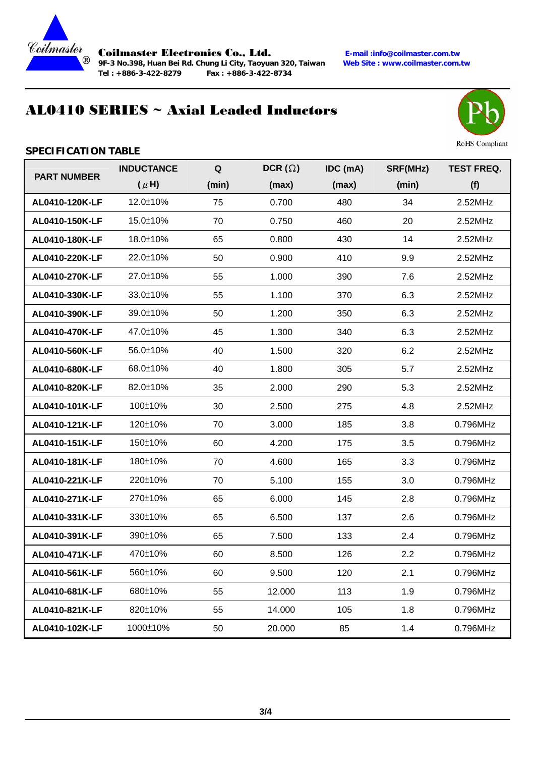Coilmaster Electronics Co., Ltd.
9F-3 No.398, Huan Bei Rd. Chung Li City, Taoyuan 320, Taiwan
Tel : +886-3-422-8279 Fax : +886-3-422-8734

E-mail :info@coilmaster.com.tw
Web Site : www.coilmaster.com.tw

# AL0410 SERIES ~ Axial Leaded Inductors

RoHS Compliant

**SPECIFICATION TABLE**

| PART NUMBER | INDUCTANCE (μH) | Q (min) | DCR (Ω) (max) | IDC (mA) (max) | SRF(MHz) (min) | TEST FREQ. (f) |
|---|---|---|---|---|---|---|
| AL0410-120K-LF | 12.0±10% | 75 | 0.700 | 480 | 34 | 2.52MHz |
| AL0410-150K-LF | 15.0±10% | 70 | 0.750 | 460 | 20 | 2.52MHz |
| AL0410-180K-LF | 18.0±10% | 65 | 0.800 | 430 | 14 | 2.52MHz |
| AL0410-220K-LF | 22.0±10% | 50 | 0.900 | 410 | 9.9 | 2.52MHz |
| AL0410-270K-LF | 27.0±10% | 55 | 1.000 | 390 | 7.6 | 2.52MHz |
| AL0410-330K-LF | 33.0±10% | 55 | 1.100 | 370 | 6.3 | 2.52MHz |
| AL0410-390K-LF | 39.0±10% | 50 | 1.200 | 350 | 6.3 | 2.52MHz |
| AL0410-470K-LF | 47.0±10% | 45 | 1.300 | 340 | 6.3 | 2.52MHz |
| AL0410-560K-LF | 56.0±10% | 40 | 1.500 | 320 | 6.2 | 2.52MHz |
| AL0410-680K-LF | 68.0±10% | 40 | 1.800 | 305 | 5.7 | 2.52MHz |
| AL0410-820K-LF | 82.0±10% | 35 | 2.000 | 290 | 5.3 | 2.52MHz |
| AL0410-101K-LF | 100±10% | 30 | 2.500 | 275 | 4.8 | 2.52MHz |
| AL0410-121K-LF | 120±10% | 70 | 3.000 | 185 | 3.8 | 0.796MHz |
| AL0410-151K-LF | 150±10% | 60 | 4.200 | 175 | 3.5 | 0.796MHz |
| AL0410-181K-LF | 180±10% | 70 | 4.600 | 165 | 3.3 | 0.796MHz |
| AL0410-221K-LF | 220±10% | 70 | 5.100 | 155 | 3.0 | 0.796MHz |
| AL0410-271K-LF | 270±10% | 65 | 6.000 | 145 | 2.8 | 0.796MHz |
| AL0410-331K-LF | 330±10% | 65 | 6.500 | 137 | 2.6 | 0.796MHz |
| AL0410-391K-LF | 390±10% | 65 | 7.500 | 133 | 2.4 | 0.796MHz |
| AL0410-471K-LF | 470±10% | 60 | 8.500 | 126 | 2.2 | 0.796MHz |
| AL0410-561K-LF | 560±10% | 60 | 9.500 | 120 | 2.1 | 0.796MHz |
| AL0410-681K-LF | 680±10% | 55 | 12.000 | 113 | 1.9 | 0.796MHz |
| AL0410-821K-LF | 820±10% | 55 | 14.000 | 105 | 1.8 | 0.796MHz |
| AL0410-102K-LF | 1000±10% | 50 | 20.000 | 85 | 1.4 | 0.796MHz |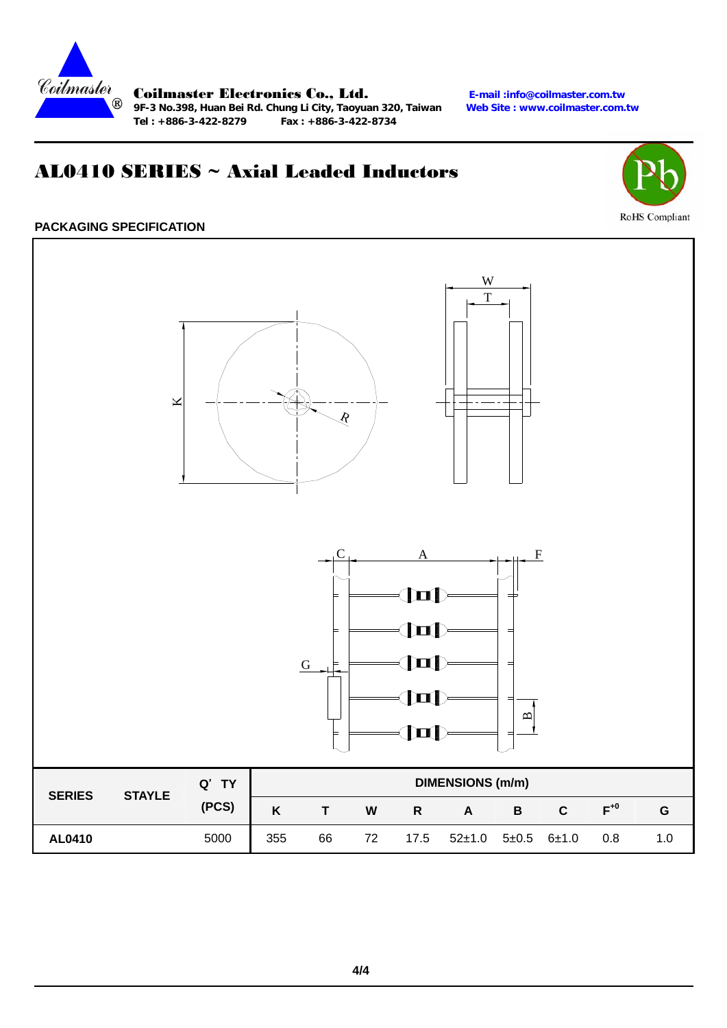Coilmaster Electronics Co., Ltd.
9F-3 No.398, Huan Bei Rd. Chung Li City, Taoyuan 320, Taiwan
Tel : +886-3-422-8279 Fax : +886-3-422-8734
E-mail :info@coilmaster.com.tw
Web Site : www.coilmaster.com.tw

# AL0410 SERIES ~ Axial Leaded Inductors

RoHS Compliant

## PACKAGING SPECIFICATION

W
T
K
R
C
A
F
G
B

| SERIES | STAYLE | Q'TY (PCS) | DIMENSIONS (m/m) | | | | | | | | |
|---|---|---|---|---|---|---|---|---|---|---|---|
| | | | K | T | W | R | A | B | C | $F^{+0}$ | G |
| AL0410 | | 5000 | 355 | 66 | 72 | 17.5 | 52±1.0 | 5±0.5 | 6±1.0 | 0.8 | 1.0 |